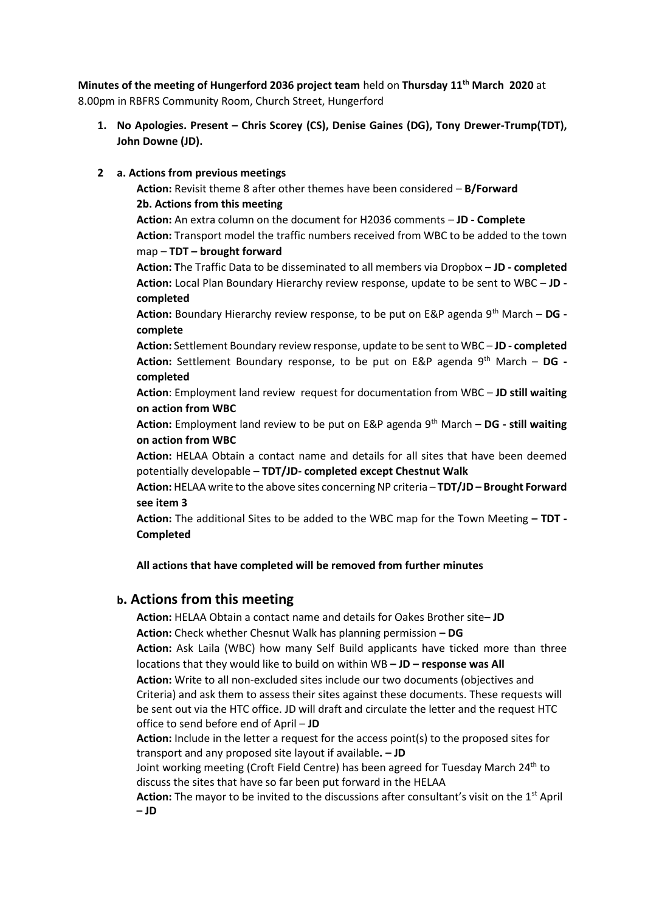**Minutes of the meeting of Hungerford 2036 project team** held on **Thursday 11th March 2020** at 8.00pm in RBFRS Community Room, Church Street, Hungerford

1. **No Apologies. Present – Chris Scorey (CS), Denise Gaines (DG), Tony Drewer-Trump(TDT), John Downe (JD).**

2. **a. Actions from previous meetings**

   **Action:** Revisit theme 8 after other themes have been considered – **B/Forward**

   **2b. Actions from this meeting**

   **Action:** An extra column on the document for H2036 comments – **JD - Complete**

   **Action:** Transport model the traffic numbers received from WBC to be added to the town map – **TDT – brought forward**

   **Action: T**he Traffic Data to be disseminated to all members via Dropbox – **JD - completed**

   **Action:** Local Plan Boundary Hierarchy review response, update to be sent to WBC – **JD - completed**

   **Action:** Boundary Hierarchy review response, to be put on E&P agenda 9th March – **DG - complete**

   **Action:** Settlement Boundary review response, update to be sent to WBC – **JD - completed**

   **Action:** Settlement Boundary response, to be put on E&P agenda 9th March – **DG - completed**

   **Action**: Employment land review request for documentation from WBC – **JD still waiting on action from WBC**

   **Action:** Employment land review to be put on E&P agenda 9th March – **DG - still waiting on action from WBC**

   **Action:** HELAA Obtain a contact name and details for all sites that have been deemed potentially developable – **TDT/JD- completed except Chestnut Walk**

   **Action:** HELAA write to the above sites concerning NP criteria – **TDT/JD – Brought Forward see item 3**

   **Action:** The additional Sites to be added to the WBC map for the Town Meeting **– TDT - Completed**

   **All actions that have completed will be removed from further minutes**

## b. Actions from this meeting

**Action:** HELAA Obtain a contact name and details for Oakes Brother site– **JD**

**Action:** Check whether Chesnut Walk has planning permission **– DG**

**Action:** Ask Laila (WBC) how many Self Build applicants have ticked more than three locations that they would like to build on within WB **– JD – response was All**

**Action:** Write to all non-excluded sites include our two documents (objectives and Criteria) and ask them to assess their sites against these documents. These requests will be sent out via the HTC office. JD will draft and circulate the letter and the request HTC office to send before end of April – **JD**

**Action:** Include in the letter a request for the access point(s) to the proposed sites for transport and any proposed site layout if available**. – JD**

Joint working meeting (Croft Field Centre) has been agreed for Tuesday March 24th to discuss the sites that have so far been put forward in the HELAA

**Action:** The mayor to be invited to the discussions after consultant's visit on the 1st April **– JD**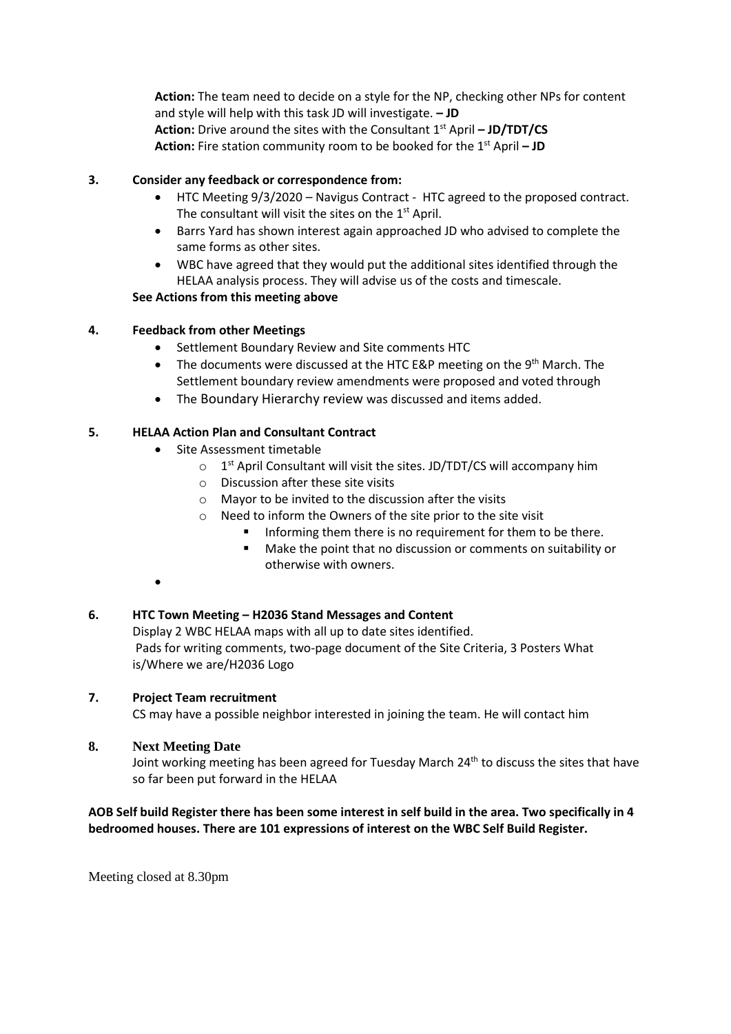**Action:** The team need to decide on a style for the NP, checking other NPs for content and style will help with this task JD will investigate. **– JD**
**Action:** Drive around the sites with the Consultant 1st April **– JD/TDT/CS**
**Action:** Fire station community room to be booked for the 1st April **– JD**

**3. Consider any feedback or correspondence from:**

- HTC Meeting 9/3/2020 – Navigus Contract - HTC agreed to the proposed contract. The consultant will visit the sites on the 1st April.
- Barrs Yard has shown interest again approached JD who advised to complete the same forms as other sites.
- WBC have agreed that they would put the additional sites identified through the HELAA analysis process. They will advise us of the costs and timescale.

**See Actions from this meeting above**

**4. Feedback from other Meetings**

- Settlement Boundary Review and Site comments HTC
- The documents were discussed at the HTC E&P meeting on the 9th March. The Settlement boundary review amendments were proposed and voted through
- The Boundary Hierarchy review was discussed and items added.

**5. HELAA Action Plan and Consultant Contract**

- Site Assessment timetable
  - 1st April Consultant will visit the sites. JD/TDT/CS will accompany him
  - Discussion after these site visits
  - Mayor to be invited to the discussion after the visits
  - Need to inform the Owners of the site prior to the site visit
    - Informing them there is no requirement for them to be there.
    - Make the point that no discussion or comments on suitability or otherwise with owners.
- 

**6. HTC Town Meeting – H2036 Stand Messages and Content**

Display 2 WBC HELAA maps with all up to date sites identified.
Pads for writing comments, two-page document of the Site Criteria, 3 Posters What is/Where we are/H2036 Logo

**7. Project Team recruitment**

CS may have a possible neighbor interested in joining the team. He will contact him

**8. Next Meeting Date**

Joint working meeting has been agreed for Tuesday March 24th to discuss the sites that have so far been put forward in the HELAA

**AOB Self build Register there has been some interest in self build in the area. Two specifically in 4 bedroomed houses. There are 101 expressions of interest on the WBC Self Build Register.**

Meeting closed at 8.30pm